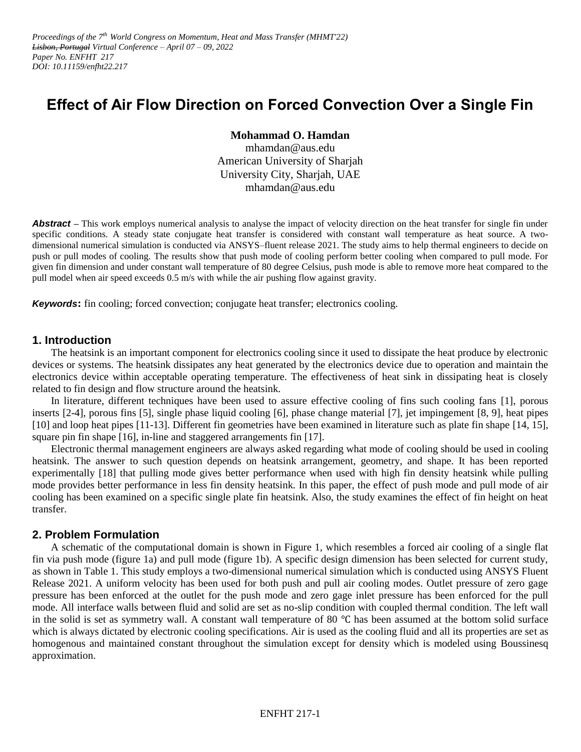*Proceedings of the 7th World Congress on Momentum, Heat and Mass Transfer (MHMT'22)*
*~~Lisbon, Portugal~~ Virtual Conference – April 07 – 09, 2022*
*Paper No. ENFHT 217*
*DOI: 10.11159/enfht22.217*

# Effect of Air Flow Direction on Forced Convection Over a Single Fin

**Mohammad O. Hamdan**
mhamdan@aus.edu
American University of Sharjah
University City, Sharjah, UAE
mhamdan@aus.edu

***Abstract*** – This work employs numerical analysis to analyse the impact of velocity direction on the heat transfer for single fin under specific conditions. A steady state conjugate heat transfer is considered with constant wall temperature as heat source. A two-dimensional numerical simulation is conducted via ANSYS–fluent release 2021. The study aims to help thermal engineers to decide on push or pull modes of cooling. The results show that push mode of cooling perform better cooling when compared to pull mode. For given fin dimension and under constant wall temperature of 80 degree Celsius, push mode is able to remove more heat compared to the pull model when air speed exceeds 0.5 m/s with while the air pushing flow against gravity.

***Keywords*:** fin cooling; forced convection; conjugate heat transfer; electronics cooling.

## 1. Introduction

The heatsink is an important component for electronics cooling since it used to dissipate the heat produce by electronic devices or systems. The heatsink dissipates any heat generated by the electronics device due to operation and maintain the electronics device within acceptable operating temperature. The effectiveness of heat sink in dissipating heat is closely related to fin design and flow structure around the heatsink.

In literature, different techniques have been used to assure effective cooling of fins such cooling fans [1], porous inserts [2-4], porous fins [5], single phase liquid cooling [6], phase change material [7], jet impingement [8, 9], heat pipes [10] and loop heat pipes [11-13]. Different fin geometries have been examined in literature such as plate fin shape [14, 15], square pin fin shape [16], in-line and staggered arrangements fin [17].

Electronic thermal management engineers are always asked regarding what mode of cooling should be used in cooling heatsink. The answer to such question depends on heatsink arrangement, geometry, and shape. It has been reported experimentally [18] that pulling mode gives better performance when used with high fin density heatsink while pulling mode provides better performance in less fin density heatsink. In this paper, the effect of push mode and pull mode of air cooling has been examined on a specific single plate fin heatsink. Also, the study examines the effect of fin height on heat transfer.

## 2. Problem Formulation

A schematic of the computational domain is shown in Figure 1, which resembles a forced air cooling of a single flat fin via push mode (figure 1a) and pull mode (figure 1b). A specific design dimension has been selected for current study, as shown in Table 1. This study employs a two-dimensional numerical simulation which is conducted using ANSYS Fluent Release 2021. A uniform velocity has been used for both push and pull air cooling modes. Outlet pressure of zero gage pressure has been enforced at the outlet for the push mode and zero gage inlet pressure has been enforced for the pull mode. All interface walls between fluid and solid are set as no-slip condition with coupled thermal condition. The left wall in the solid is set as symmetry wall. A constant wall temperature of 80 ℃ has been assumed at the bottom solid surface which is always dictated by electronic cooling specifications. Air is used as the cooling fluid and all its properties are set as homogenous and maintained constant throughout the simulation except for density which is modeled using Boussinesq approximation.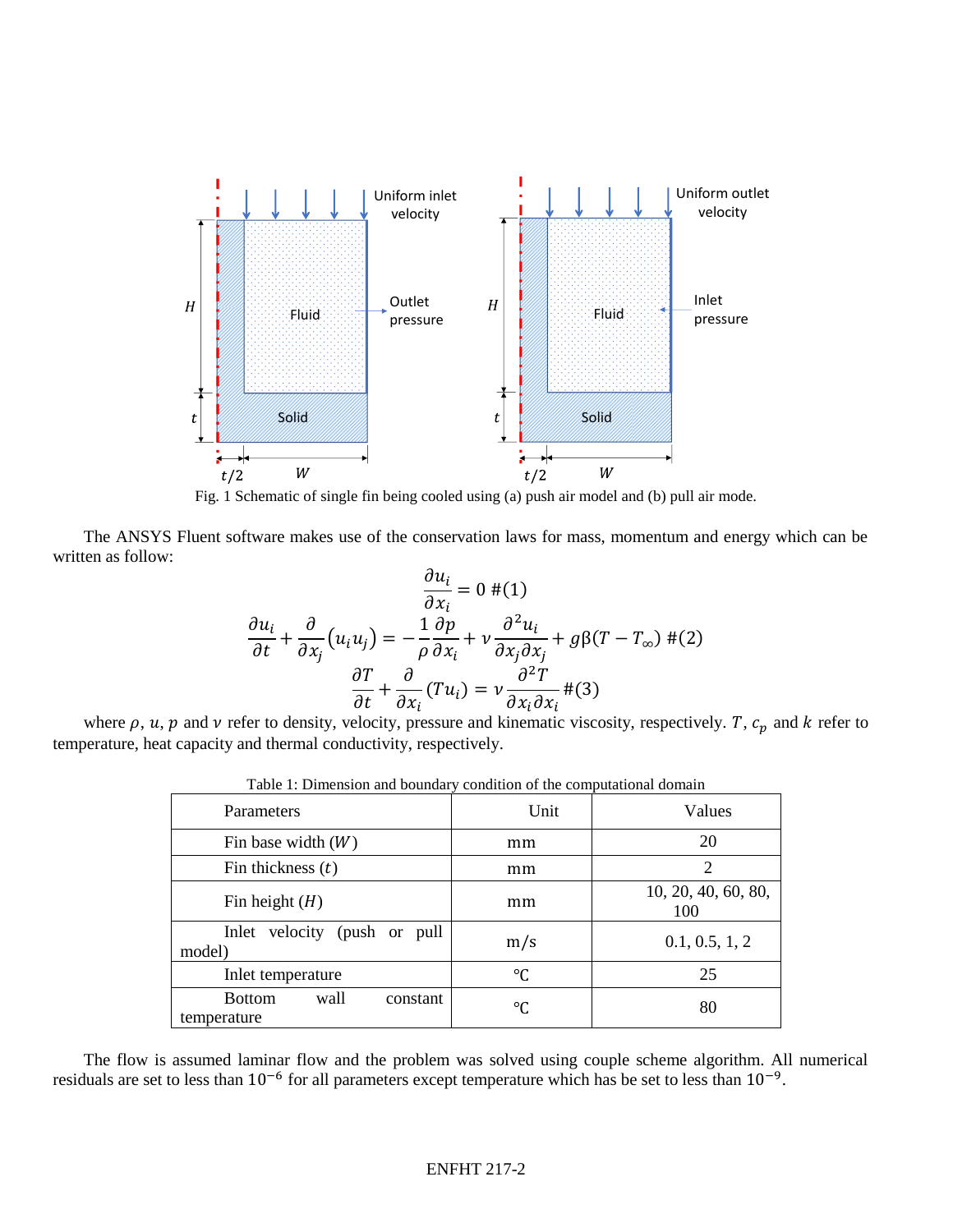Fig. 1 Schematic of single fin being cooled using (a) push air model and (b) pull air mode.

The ANSYS Fluent software makes use of the conservation laws for mass, momentum and energy which can be written as follow:

$$\frac{\partial u_i}{\partial x_i} = 0 \#(1)$$

$$\frac{\partial u_i}{\partial t} + \frac{\partial}{\partial x_j}(u_i u_j) = -\frac{1}{\rho}\frac{\partial p}{\partial x_i} + \nu\frac{\partial^2 u_i}{\partial x_j \partial x_j} + g\beta(T - T_\infty) \#(2)$$

$$\frac{\partial T}{\partial t} + \frac{\partial}{\partial x_i}(T u_i) = \nu\frac{\partial^2 T}{\partial x_i \partial x_i} \#(3)$$

where $\rho$, $u$, $p$ and $\nu$ refer to density, velocity, pressure and kinematic viscosity, respectively. $T$, $c_p$ and $k$ refer to temperature, heat capacity and thermal conductivity, respectively.

Table 1: Dimension and boundary condition of the computational domain

| Parameters | Unit | Values |
|---|---|---|
| Fin base width ($W$) | mm | 20 |
| Fin thickness ($t$) | mm | 2 |
| Fin height ($H$) | mm | 10, 20, 40, 60, 80, 100 |
| Inlet velocity (push or pull model) | m/s | 0.1, 0.5, 1, 2 |
| Inlet temperature | ℃ | 25 |
| Bottom wall constant temperature | ℃ | 80 |

The flow is assumed laminar flow and the problem was solved using couple scheme algorithm. All numerical residuals are set to less than $10^{-6}$ for all parameters except temperature which has be set to less than $10^{-9}$.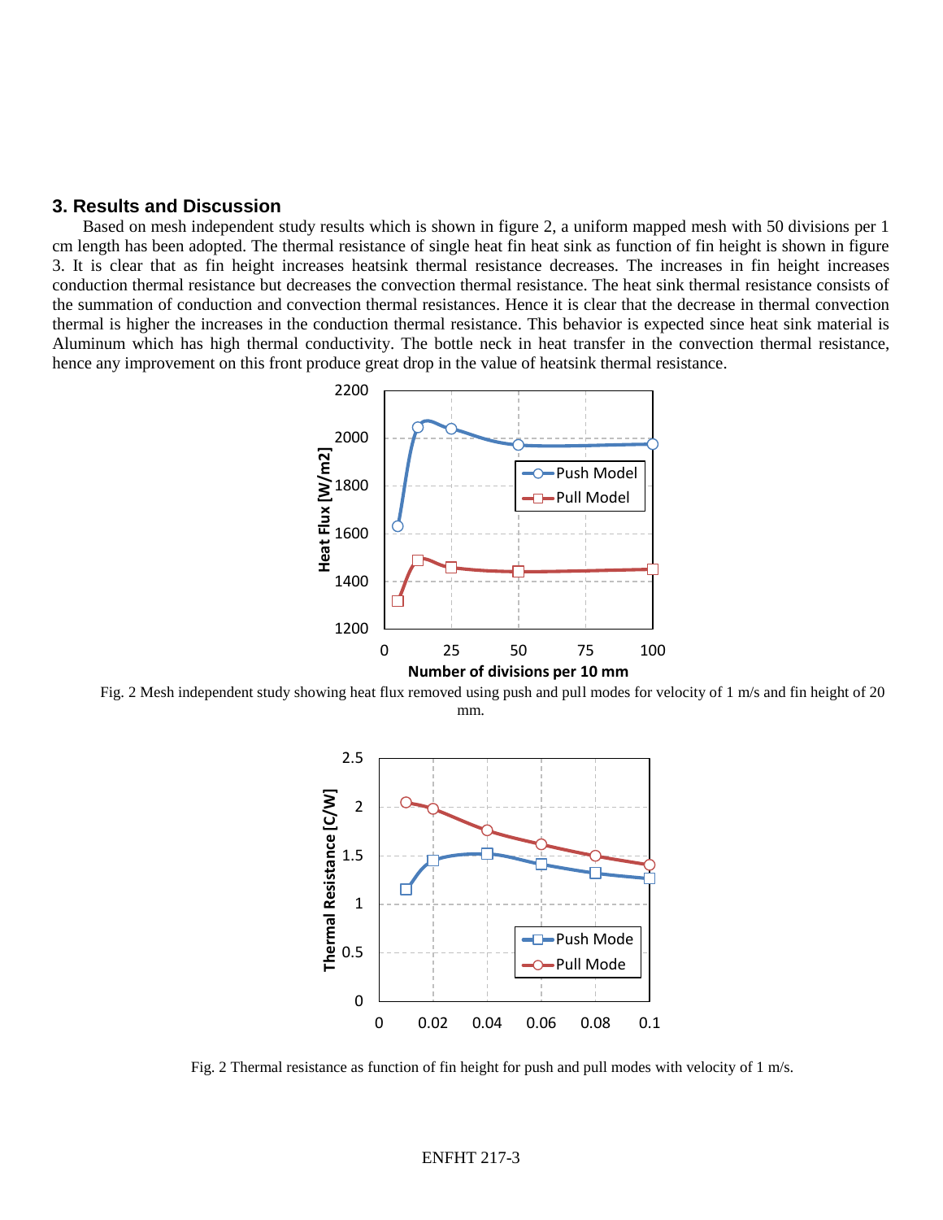## 3. Results and Discussion

Based on mesh independent study results which is shown in figure 2, a uniform mapped mesh with 50 divisions per 1 cm length has been adopted. The thermal resistance of single heat fin heat sink as function of fin height is shown in figure 3. It is clear that as fin height increases heatsink thermal resistance decreases. The increases in fin height increases conduction thermal resistance but decreases the convection thermal resistance. The heat sink thermal resistance consists of the summation of conduction and convection thermal resistances. Hence it is clear that the decrease in thermal convection thermal is higher the increases in the conduction thermal resistance. This behavior is expected since heat sink material is Aluminum which has high thermal conductivity. The bottle neck in heat transfer in the convection thermal resistance, hence any improvement on this front produce great drop in the value of heatsink thermal resistance.

Fig. 2 Mesh independent study showing heat flux removed using push and pull modes for velocity of 1 m/s and fin height of 20 mm.

Fig. 2 Thermal resistance as function of fin height for push and pull modes with velocity of 1 m/s.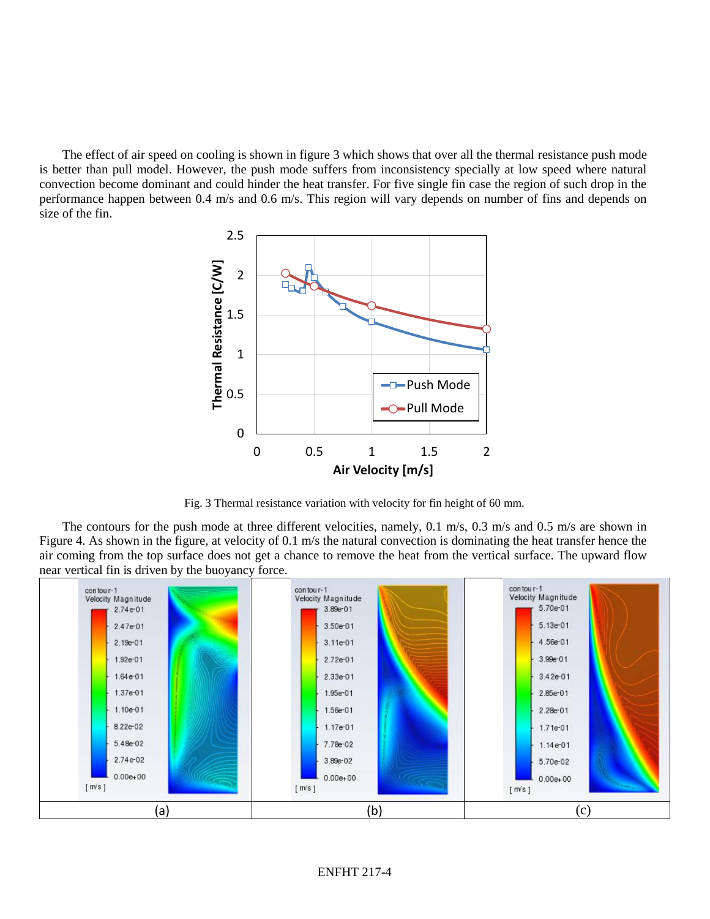The effect of air speed on cooling is shown in figure 3 which shows that over all the thermal resistance push mode is better than pull model. However, the push mode suffers from inconsistency specially at low speed where natural convection become dominant and could hinder the heat transfer. For five single fin case the region of such drop in the performance happen between 0.4 m/s and 0.6 m/s. This region will vary depends on number of fins and depends on size of the fin.

Fig. 3 Thermal resistance variation with velocity for fin height of 60 mm.

The contours for the push mode at three different velocities, namely, 0.1 m/s, 0.3 m/s and 0.5 m/s are shown in Figure 4. As shown in the figure, at velocity of 0.1 m/s the natural convection is dominating the heat transfer hence the air coming from the top surface does not get a chance to remove the heat from the vertical surface. The upward flow near vertical fin is driven by the buoyancy force.

| (a) | (b) | (c) |
| --- | --- | --- |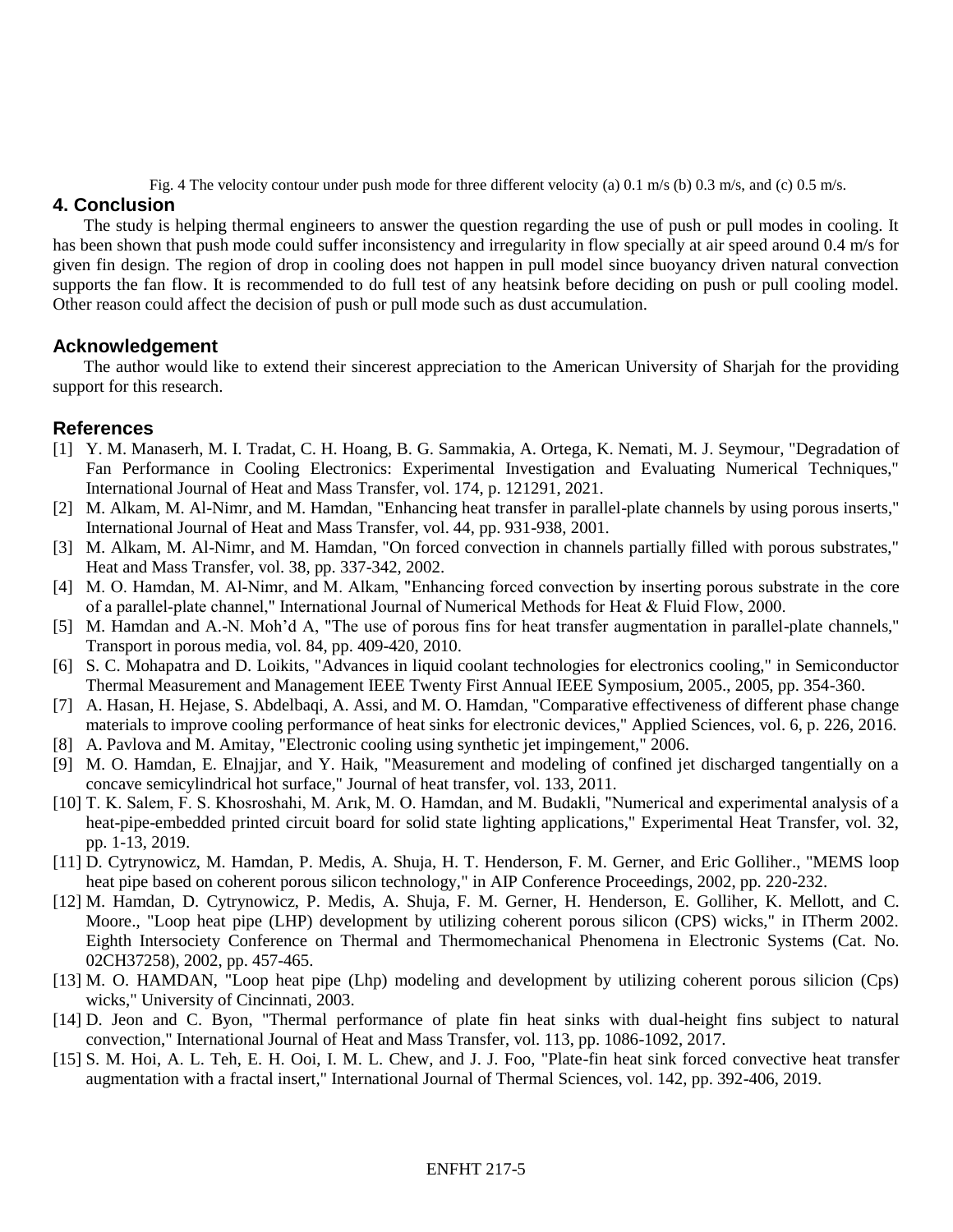Fig. 4 The velocity contour under push mode for three different velocity (a) 0.1 m/s (b) 0.3 m/s, and (c) 0.5 m/s.

## 4. Conclusion

The study is helping thermal engineers to answer the question regarding the use of push or pull modes in cooling. It has been shown that push mode could suffer inconsistency and irregularity in flow specially at air speed around 0.4 m/s for given fin design. The region of drop in cooling does not happen in pull model since buoyancy driven natural convection supports the fan flow. It is recommended to do full test of any heatsink before deciding on push or pull cooling model. Other reason could affect the decision of push or pull mode such as dust accumulation.

## Acknowledgement

The author would like to extend their sincerest appreciation to the American University of Sharjah for the providing support for this research.

## References

[1] Y. M. Manaserh, M. I. Tradat, C. H. Hoang, B. G. Sammakia, A. Ortega, K. Nemati, M. J. Seymour, "Degradation of Fan Performance in Cooling Electronics: Experimental Investigation and Evaluating Numerical Techniques," International Journal of Heat and Mass Transfer, vol. 174, p. 121291, 2021.

[2] M. Alkam, M. Al-Nimr, and M. Hamdan, "Enhancing heat transfer in parallel-plate channels by using porous inserts," International Journal of Heat and Mass Transfer, vol. 44, pp. 931-938, 2001.

[3] M. Alkam, M. Al-Nimr, and M. Hamdan, "On forced convection in channels partially filled with porous substrates," Heat and Mass Transfer, vol. 38, pp. 337-342, 2002.

[4] M. O. Hamdan, M. Al-Nimr, and M. Alkam, "Enhancing forced convection by inserting porous substrate in the core of a parallel-plate channel," International Journal of Numerical Methods for Heat & Fluid Flow, 2000.

[5] M. Hamdan and A.-N. Moh'd A, "The use of porous fins for heat transfer augmentation in parallel-plate channels," Transport in porous media, vol. 84, pp. 409-420, 2010.

[6] S. C. Mohapatra and D. Loikits, "Advances in liquid coolant technologies for electronics cooling," in Semiconductor Thermal Measurement and Management IEEE Twenty First Annual IEEE Symposium, 2005., 2005, pp. 354-360.

[7] A. Hasan, H. Hejase, S. Abdelbaqi, A. Assi, and M. O. Hamdan, "Comparative effectiveness of different phase change materials to improve cooling performance of heat sinks for electronic devices," Applied Sciences, vol. 6, p. 226, 2016.

[8] A. Pavlova and M. Amitay, "Electronic cooling using synthetic jet impingement," 2006.

[9] M. O. Hamdan, E. Elnajjar, and Y. Haik, "Measurement and modeling of confined jet discharged tangentially on a concave semicylindrical hot surface," Journal of heat transfer, vol. 133, 2011.

[10] T. K. Salem, F. S. Khosroshahi, M. Arık, M. O. Hamdan, and M. Budakli, "Numerical and experimental analysis of a heat-pipe-embedded printed circuit board for solid state lighting applications," Experimental Heat Transfer, vol. 32, pp. 1-13, 2019.

[11] D. Cytrynowicz, M. Hamdan, P. Medis, A. Shuja, H. T. Henderson, F. M. Gerner, and Eric Golliher., "MEMS loop heat pipe based on coherent porous silicon technology," in AIP Conference Proceedings, 2002, pp. 220-232.

[12] M. Hamdan, D. Cytrynowicz, P. Medis, A. Shuja, F. M. Gerner, H. Henderson, E. Golliher, K. Mellott, and C. Moore., "Loop heat pipe (LHP) development by utilizing coherent porous silicon (CPS) wicks," in ITherm 2002. Eighth Intersociety Conference on Thermal and Thermomechanical Phenomena in Electronic Systems (Cat. No. 02CH37258), 2002, pp. 457-465.

[13] M. O. HAMDAN, "Loop heat pipe (Lhp) modeling and development by utilizing coherent porous silicion (Cps) wicks," University of Cincinnati, 2003.

[14] D. Jeon and C. Byon, "Thermal performance of plate fin heat sinks with dual-height fins subject to natural convection," International Journal of Heat and Mass Transfer, vol. 113, pp. 1086-1092, 2017.

[15] S. M. Hoi, A. L. Teh, E. H. Ooi, I. M. L. Chew, and J. J. Foo, "Plate-fin heat sink forced convective heat transfer augmentation with a fractal insert," International Journal of Thermal Sciences, vol. 142, pp. 392-406, 2019.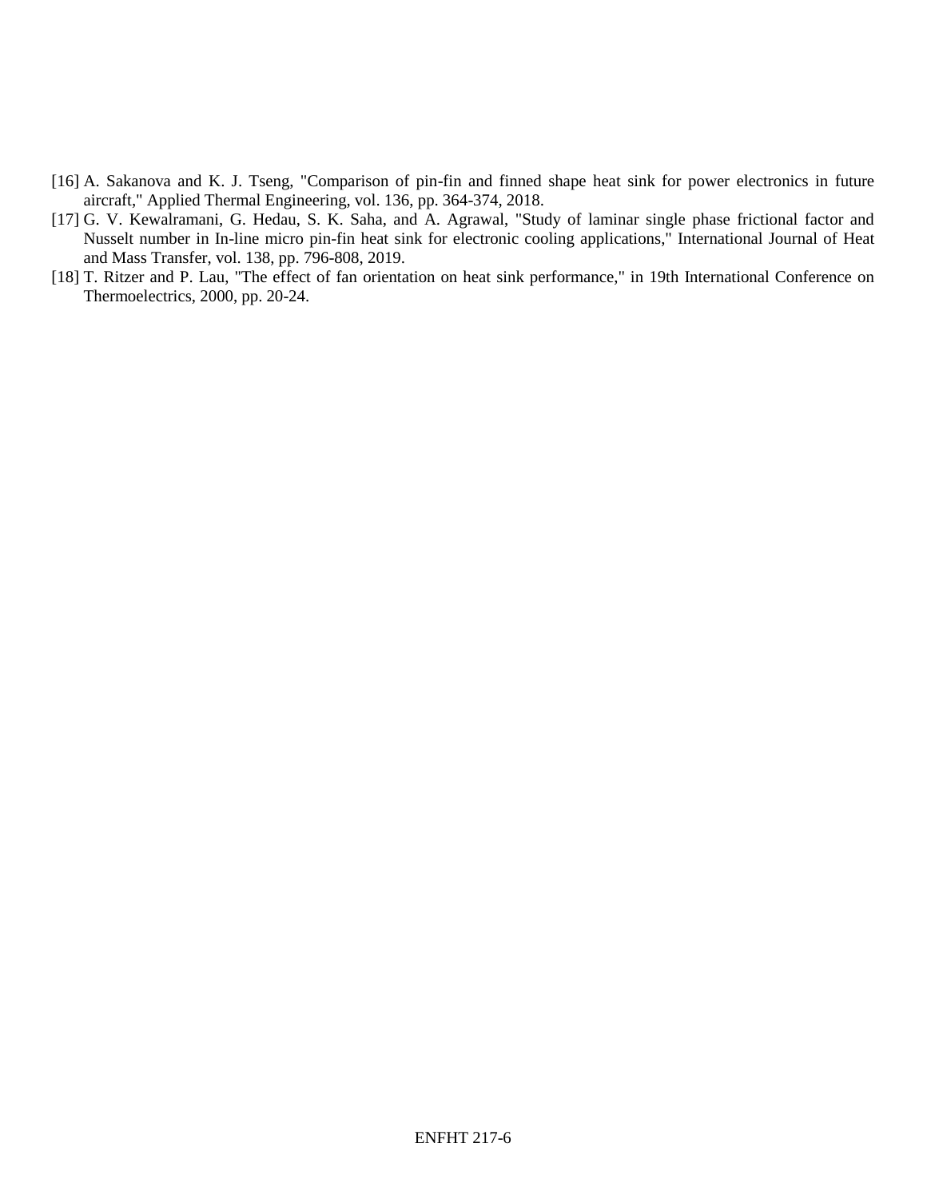[16] A. Sakanova and K. J. Tseng, "Comparison of pin-fin and finned shape heat sink for power electronics in future aircraft," Applied Thermal Engineering, vol. 136, pp. 364-374, 2018.

[17] G. V. Kewalramani, G. Hedau, S. K. Saha, and A. Agrawal, "Study of laminar single phase frictional factor and Nusselt number in In-line micro pin-fin heat sink for electronic cooling applications," International Journal of Heat and Mass Transfer, vol. 138, pp. 796-808, 2019.

[18] T. Ritzer and P. Lau, "The effect of fan orientation on heat sink performance," in 19th International Conference on Thermoelectrics, 2000, pp. 20-24.